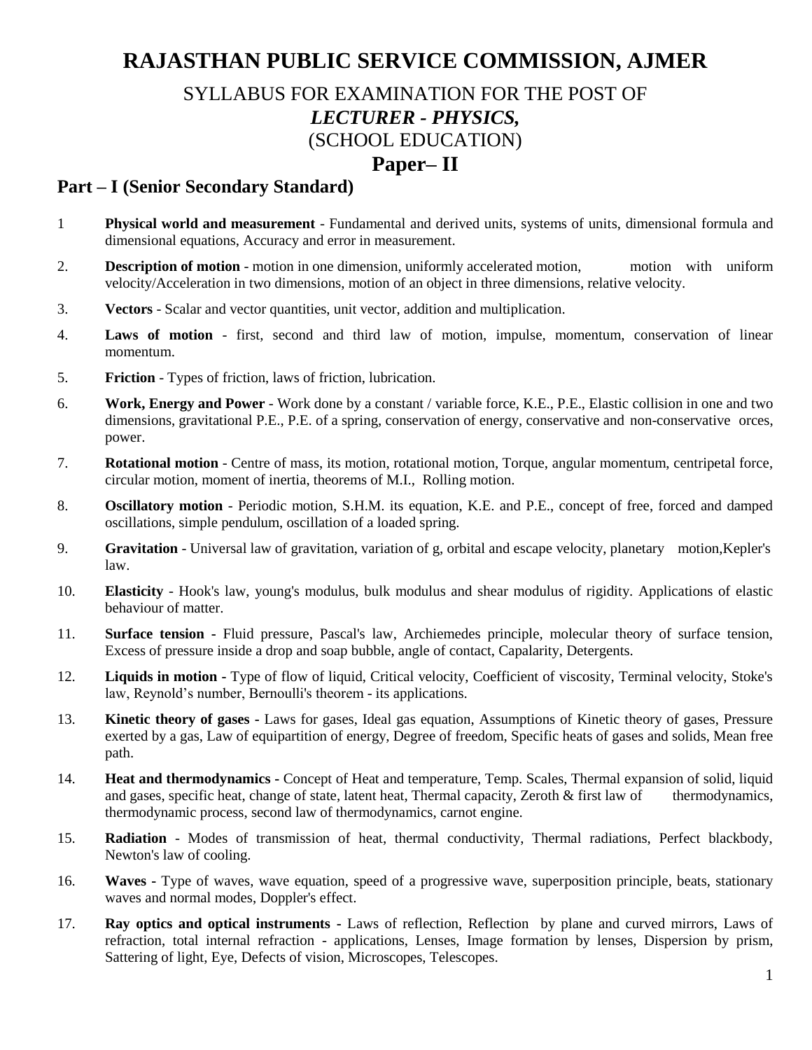# RAJASTHAN PUBLIC SERVICE COMMISSION, AJMER

## SYLLABUS FOR EXAMINATION FOR THE POST OF
## *LECTURER - PHYSICS,*
## (SCHOOL EDUCATION)

# Paper– II

## Part – I (Senior Secondary Standard)

1 **Physical world and measurement** - Fundamental and derived units, systems of units, dimensional formula and dimensional equations, Accuracy and error in measurement.

2. **Description of motion** - motion in one dimension, uniformly accelerated motion, motion with uniform velocity/Acceleration in two dimensions, motion of an object in three dimensions, relative velocity.

3. **Vectors** - Scalar and vector quantities, unit vector, addition and multiplication.

4. **Laws of motion** - first, second and third law of motion, impulse, momentum, conservation of linear momentum.

5. **Friction** - Types of friction, laws of friction, lubrication.

6. **Work, Energy and Power** - Work done by a constant / variable force, K.E., P.E., Elastic collision in one and two dimensions, gravitational P.E., P.E. of a spring, conservation of energy, conservative and non-conservative orces, power.

7. **Rotational motion** - Centre of mass, its motion, rotational motion, Torque, angular momentum, centripetal force, circular motion, moment of inertia, theorems of M.I., Rolling motion.

8. **Oscillatory motion** - Periodic motion, S.H.M. its equation, K.E. and P.E., concept of free, forced and damped oscillations, simple pendulum, oscillation of a loaded spring.

9. **Gravitation** - Universal law of gravitation, variation of g, orbital and escape velocity, planetary motion,Kepler's law.

10. **Elasticity** - Hook's law, young's modulus, bulk modulus and shear modulus of rigidity. Applications of elastic behaviour of matter.

11. **Surface tension -** Fluid pressure, Pascal's law, Archiemedes principle, molecular theory of surface tension, Excess of pressure inside a drop and soap bubble, angle of contact, Capalarity, Detergents.

12. **Liquids in motion -** Type of flow of liquid, Critical velocity, Coefficient of viscosity, Terminal velocity, Stoke's law, Reynold's number, Bernoulli's theorem - its applications.

13. **Kinetic theory of gases -** Laws for gases, Ideal gas equation, Assumptions of Kinetic theory of gases, Pressure exerted by a gas, Law of equipartition of energy, Degree of freedom, Specific heats of gases and solids, Mean free path.

14. **Heat and thermodynamics -** Concept of Heat and temperature, Temp. Scales, Thermal expansion of solid, liquid and gases, specific heat, change of state, latent heat, Thermal capacity, Zeroth & first law of thermodynamics, thermodynamic process, second law of thermodynamics, carnot engine.

15. **Radiation** - Modes of transmission of heat, thermal conductivity, Thermal radiations, Perfect blackbody, Newton's law of cooling.

16. **Waves -** Type of waves, wave equation, speed of a progressive wave, superposition principle, beats, stationary waves and normal modes, Doppler's effect.

17. **Ray optics and optical instruments -** Laws of reflection, Reflection by plane and curved mirrors, Laws of refraction, total internal refraction - applications, Lenses, Image formation by lenses, Dispersion by prism, Sattering of light, Eye, Defects of vision, Microscopes, Telescopes.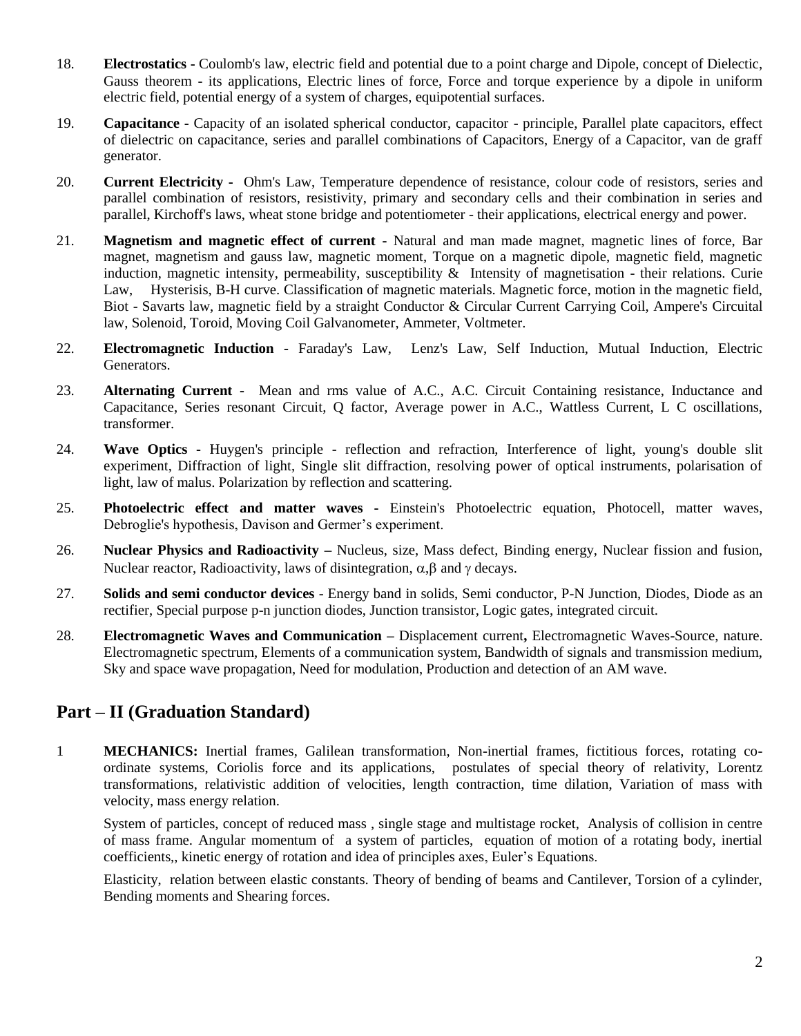18. **Electrostatics -** Coulomb's law, electric field and potential due to a point charge and Dipole, concept of Dielectic, Gauss theorem - its applications, Electric lines of force, Force and torque experience by a dipole in uniform electric field, potential energy of a system of charges, equipotential surfaces.

19. **Capacitance -** Capacity of an isolated spherical conductor, capacitor - principle, Parallel plate capacitors, effect of dielectric on capacitance, series and parallel combinations of Capacitors, Energy of a Capacitor, van de graff generator.

20. **Current Electricity -** Ohm's Law, Temperature dependence of resistance, colour code of resistors, series and parallel combination of resistors, resistivity, primary and secondary cells and their combination in series and parallel, Kirchoff's laws, wheat stone bridge and potentiometer - their applications, electrical energy and power.

21. **Magnetism and magnetic effect of current -** Natural and man made magnet, magnetic lines of force, Bar magnet, magnetism and gauss law, magnetic moment, Torque on a magnetic dipole, magnetic field, magnetic induction, magnetic intensity, permeability, susceptibility & Intensity of magnetisation - their relations. Curie Law, Hysterisis, B-H curve. Classification of magnetic materials. Magnetic force, motion in the magnetic field, Biot - Savarts law, magnetic field by a straight Conductor & Circular Current Carrying Coil, Ampere's Circuital law, Solenoid, Toroid, Moving Coil Galvanometer, Ammeter, Voltmeter.

22. **Electromagnetic Induction -** Faraday's Law, Lenz's Law, Self Induction, Mutual Induction, Electric Generators.

23. **Alternating Current -** Mean and rms value of A.C., A.C. Circuit Containing resistance, Inductance and Capacitance, Series resonant Circuit, Q factor, Average power in A.C., Wattless Current, L C oscillations, transformer.

24. **Wave Optics -** Huygen's principle - reflection and refraction, Interference of light, young's double slit experiment, Diffraction of light, Single slit diffraction, resolving power of optical instruments, polarisation of light, law of malus. Polarization by reflection and scattering.

25. **Photoelectric effect and matter waves -** Einstein's Photoelectric equation, Photocell, matter waves, Debroglie's hypothesis, Davison and Germer's experiment.

26. **Nuclear Physics and Radioactivity –** Nucleus, size, Mass defect, Binding energy, Nuclear fission and fusion, Nuclear reactor, Radioactivity, laws of disintegration, $\alpha$,$\beta$ and $\gamma$ decays.

27. **Solids and semi conductor devices** - Energy band in solids, Semi conductor, P-N Junction, Diodes, Diode as an rectifier, Special purpose p-n junction diodes, Junction transistor, Logic gates, integrated circuit.

28. **Electromagnetic Waves and Communication –** Displacement current**,** Electromagnetic Waves-Source, nature. Electromagnetic spectrum, Elements of a communication system, Bandwidth of signals and transmission medium, Sky and space wave propagation, Need for modulation, Production and detection of an AM wave.

## Part – II (Graduation Standard)

1 **MECHANICS:** Inertial frames, Galilean transformation, Non-inertial frames, fictitious forces, rotating co-ordinate systems, Coriolis force and its applications, postulates of special theory of relativity, Lorentz transformations, relativistic addition of velocities, length contraction, time dilation, Variation of mass with velocity, mass energy relation.

System of particles, concept of reduced mass , single stage and multistage rocket, Analysis of collision in centre of mass frame. Angular momentum of a system of particles, equation of motion of a rotating body, inertial coefficients,, kinetic energy of rotation and idea of principles axes, Euler's Equations.

Elasticity, relation between elastic constants. Theory of bending of beams and Cantilever, Torsion of a cylinder, Bending moments and Shearing forces.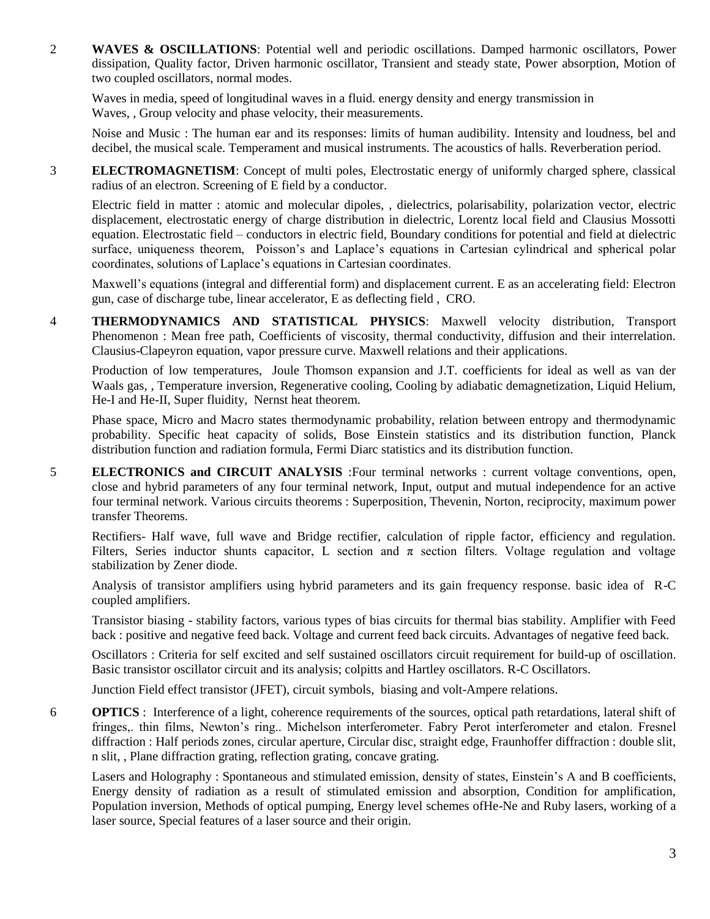2 **WAVES & OSCILLATIONS**: Potential well and periodic oscillations. Damped harmonic oscillators, Power dissipation, Quality factor, Driven harmonic oscillator, Transient and steady state, Power absorption, Motion of two coupled oscillators, normal modes.

Waves in media, speed of longitudinal waves in a fluid. energy density and energy transmission in Waves, , Group velocity and phase velocity, their measurements.

Noise and Music : The human ear and its responses: limits of human audibility. Intensity and loudness, bel and decibel, the musical scale. Temperament and musical instruments. The acoustics of halls. Reverberation period.

3 **ELECTROMAGNETISM**: Concept of multi poles, Electrostatic energy of uniformly charged sphere, classical radius of an electron. Screening of E field by a conductor.

Electric field in matter : atomic and molecular dipoles, , dielectrics, polarisability, polarization vector, electric displacement, electrostatic energy of charge distribution in dielectric, Lorentz local field and Clausius Mossotti equation. Electrostatic field – conductors in electric field, Boundary conditions for potential and field at dielectric surface, uniqueness theorem, Poisson's and Laplace's equations in Cartesian cylindrical and spherical polar coordinates, solutions of Laplace's equations in Cartesian coordinates.

Maxwell's equations (integral and differential form) and displacement current. E as an accelerating field: Electron gun, case of discharge tube, linear accelerator, E as deflecting field , CRO.

4 **THERMODYNAMICS AND STATISTICAL PHYSICS**: Maxwell velocity distribution, Transport Phenomenon : Mean free path, Coefficients of viscosity, thermal conductivity, diffusion and their interrelation. Clausius-Clapeyron equation, vapor pressure curve. Maxwell relations and their applications.

Production of low temperatures, Joule Thomson expansion and J.T. coefficients for ideal as well as van der Waals gas, , Temperature inversion, Regenerative cooling, Cooling by adiabatic demagnetization, Liquid Helium, He-I and He-II, Super fluidity, Nernst heat theorem.

Phase space, Micro and Macro states thermodynamic probability, relation between entropy and thermodynamic probability. Specific heat capacity of solids, Bose Einstein statistics and its distribution function, Planck distribution function and radiation formula, Fermi Diarc statistics and its distribution function.

5 **ELECTRONICS and CIRCUIT ANALYSIS** :Four terminal networks : current voltage conventions, open, close and hybrid parameters of any four terminal network, Input, output and mutual independence for an active four terminal network. Various circuits theorems : Superposition, Thevenin, Norton, reciprocity, maximum power transfer Theorems.

Rectifiers- Half wave, full wave and Bridge rectifier, calculation of ripple factor, efficiency and regulation. Filters, Series inductor shunts capacitor, L section and $\pi$ section filters. Voltage regulation and voltage stabilization by Zener diode.

Analysis of transistor amplifiers using hybrid parameters and its gain frequency response. basic idea of R-C coupled amplifiers.

Transistor biasing - stability factors, various types of bias circuits for thermal bias stability. Amplifier with Feed back : positive and negative feed back. Voltage and current feed back circuits. Advantages of negative feed back.

Oscillators : Criteria for self excited and self sustained oscillators circuit requirement for build-up of oscillation. Basic transistor oscillator circuit and its analysis; colpitts and Hartley oscillators. R-C Oscillators.

Junction Field effect transistor (JFET), circuit symbols, biasing and volt-Ampere relations.

6 **OPTICS** : Interference of a light, coherence requirements of the sources, optical path retardations, lateral shift of fringes,. thin films, Newton's ring.. Michelson interferometer. Fabry Perot interferometer and etalon. Fresnel diffraction : Half periods zones, circular aperture, Circular disc, straight edge, Fraunhoffer diffraction : double slit, n slit, , Plane diffraction grating, reflection grating, concave grating.

Lasers and Holography : Spontaneous and stimulated emission, density of states, Einstein's A and B coefficients, Energy density of radiation as a result of stimulated emission and absorption, Condition for amplification, Population inversion, Methods of optical pumping, Energy level schemes ofHe-Ne and Ruby lasers, working of a laser source, Special features of a laser source and their origin.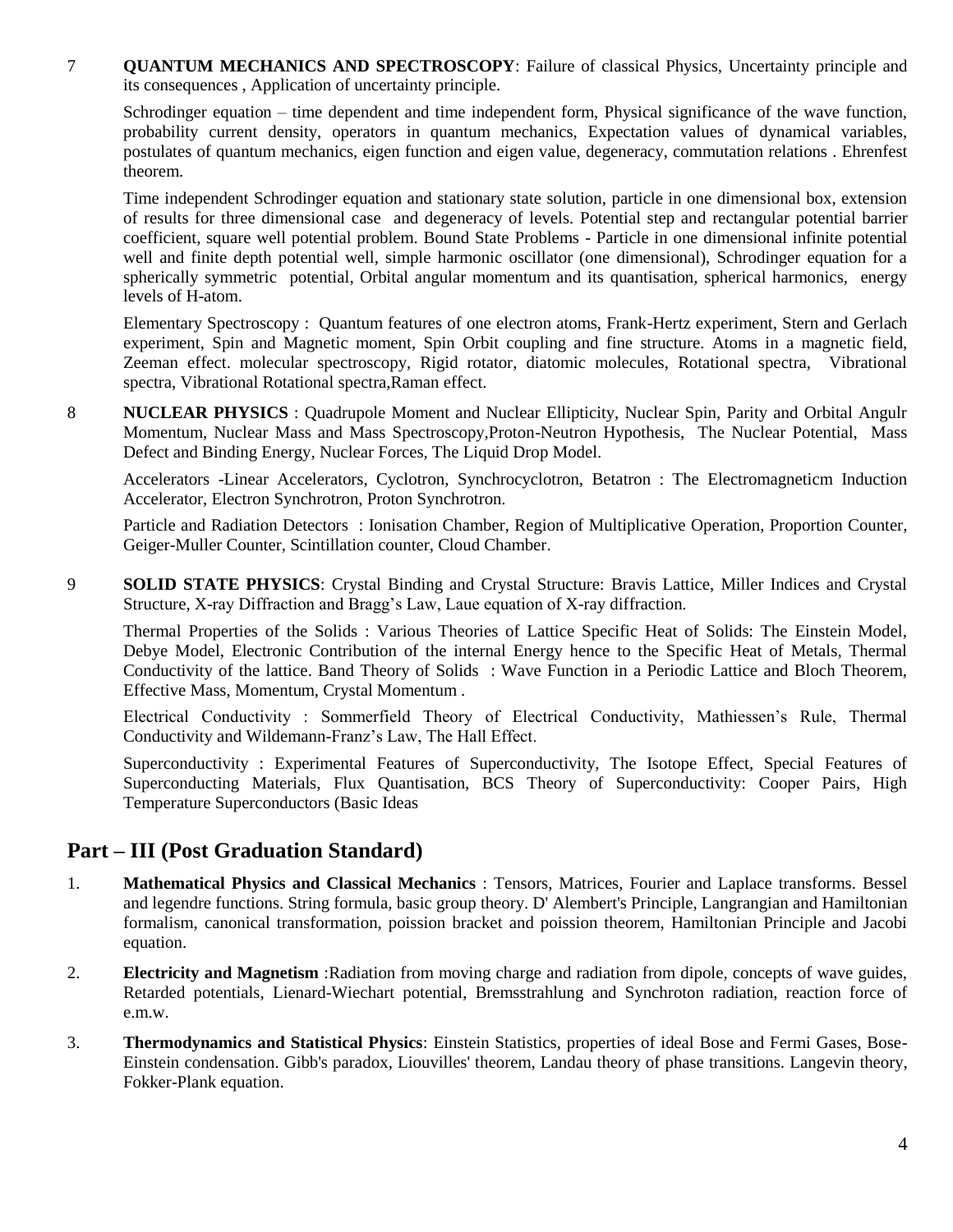7 **QUANTUM MECHANICS AND SPECTROSCOPY**: Failure of classical Physics, Uncertainty principle and its consequences , Application of uncertainty principle.

Schrodinger equation – time dependent and time independent form, Physical significance of the wave function, probability current density, operators in quantum mechanics, Expectation values of dynamical variables, postulates of quantum mechanics, eigen function and eigen value, degeneracy, commutation relations . Ehrenfest theorem.

Time independent Schrodinger equation and stationary state solution, particle in one dimensional box, extension of results for three dimensional case and degeneracy of levels. Potential step and rectangular potential barrier coefficient, square well potential problem. Bound State Problems - Particle in one dimensional infinite potential well and finite depth potential well, simple harmonic oscillator (one dimensional), Schrodinger equation for a spherically symmetric potential, Orbital angular momentum and its quantisation, spherical harmonics, energy levels of H-atom.

Elementary Spectroscopy : Quantum features of one electron atoms, Frank-Hertz experiment, Stern and Gerlach experiment, Spin and Magnetic moment, Spin Orbit coupling and fine structure. Atoms in a magnetic field, Zeeman effect. molecular spectroscopy, Rigid rotator, diatomic molecules, Rotational spectra, Vibrational spectra, Vibrational Rotational spectra,Raman effect.

8 **NUCLEAR PHYSICS** : Quadrupole Moment and Nuclear Ellipticity, Nuclear Spin, Parity and Orbital Angulr Momentum, Nuclear Mass and Mass Spectroscopy,Proton-Neutron Hypothesis, The Nuclear Potential, Mass Defect and Binding Energy, Nuclear Forces, The Liquid Drop Model.

Accelerators -Linear Accelerators, Cyclotron, Synchrocyclotron, Betatron : The Electromagneticm Induction Accelerator, Electron Synchrotron, Proton Synchrotron.

Particle and Radiation Detectors : Ionisation Chamber, Region of Multiplicative Operation, Proportion Counter, Geiger-Muller Counter, Scintillation counter, Cloud Chamber.

9 **SOLID STATE PHYSICS**: Crystal Binding and Crystal Structure: Bravis Lattice, Miller Indices and Crystal Structure, X-ray Diffraction and Bragg's Law, Laue equation of X-ray diffraction.

Thermal Properties of the Solids : Various Theories of Lattice Specific Heat of Solids: The Einstein Model, Debye Model, Electronic Contribution of the internal Energy hence to the Specific Heat of Metals, Thermal Conductivity of the lattice. Band Theory of Solids : Wave Function in a Periodic Lattice and Bloch Theorem, Effective Mass, Momentum, Crystal Momentum .

Electrical Conductivity : Sommerfield Theory of Electrical Conductivity, Mathiessen's Rule, Thermal Conductivity and Wildemann-Franz's Law, The Hall Effect.

Superconductivity : Experimental Features of Superconductivity, The Isotope Effect, Special Features of Superconducting Materials, Flux Quantisation, BCS Theory of Superconductivity: Cooper Pairs, High Temperature Superconductors (Basic Ideas

## Part – III (Post Graduation Standard)

1. **Mathematical Physics and Classical Mechanics** : Tensors, Matrices, Fourier and Laplace transforms. Bessel and legendre functions. String formula, basic group theory. D' Alembert's Principle, Langrangian and Hamiltonian formalism, canonical transformation, poission bracket and poission theorem, Hamiltonian Principle and Jacobi equation.
2. **Electricity and Magnetism** :Radiation from moving charge and radiation from dipole, concepts of wave guides, Retarded potentials, Lienard-Wiechart potential, Bremsstrahlung and Synchroton radiation, reaction force of e.m.w.
3. **Thermodynamics and Statistical Physics**: Einstein Statistics, properties of ideal Bose and Fermi Gases, Bose-Einstein condensation. Gibb's paradox, Liouvilles' theorem, Landau theory of phase transitions. Langevin theory, Fokker-Plank equation.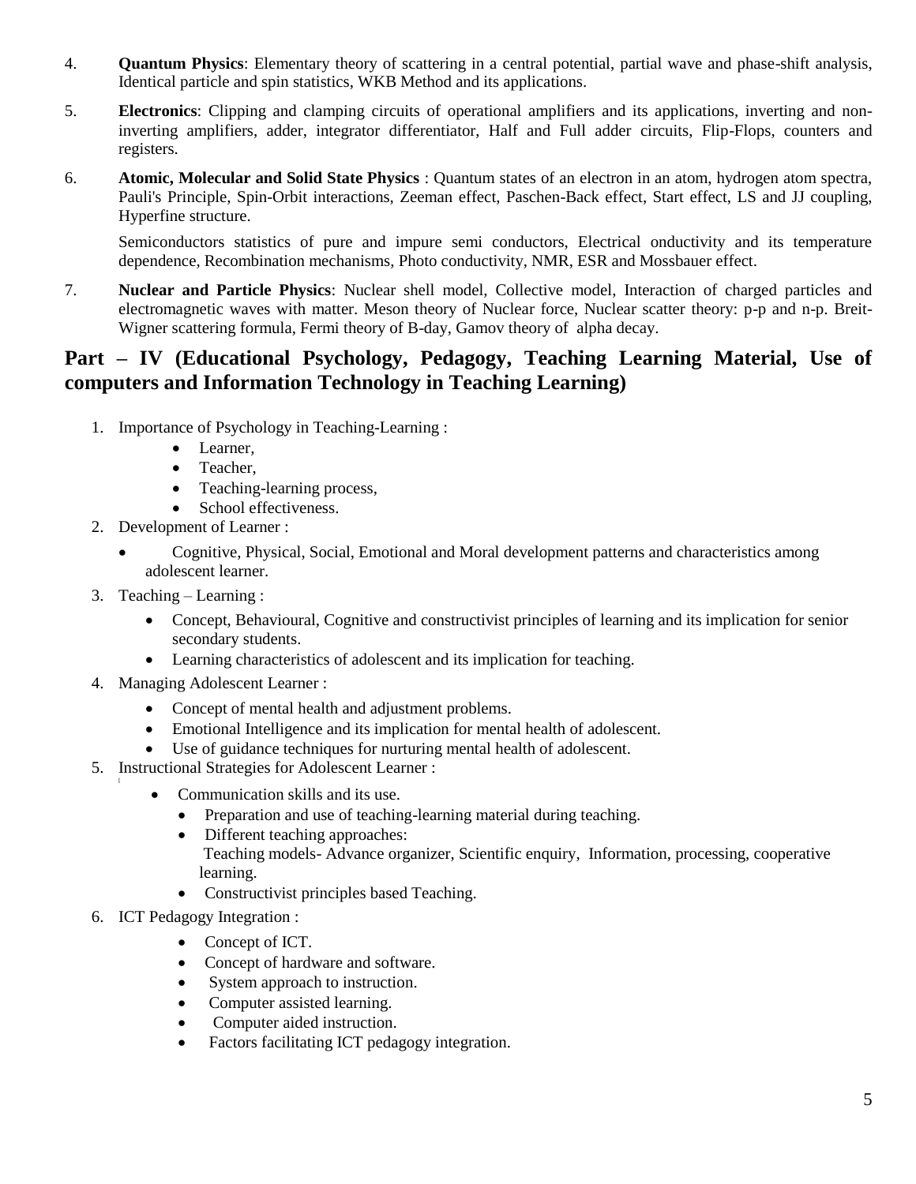4. **Quantum Physics**: Elementary theory of scattering in a central potential, partial wave and phase-shift analysis, Identical particle and spin statistics, WKB Method and its applications.

5. **Electronics**: Clipping and clamping circuits of operational amplifiers and its applications, inverting and non-inverting amplifiers, adder, integrator differentiator, Half and Full adder circuits, Flip-Flops, counters and registers.

6. **Atomic, Molecular and Solid State Physics** : Quantum states of an electron in an atom, hydrogen atom spectra, Pauli's Principle, Spin-Orbit interactions, Zeeman effect, Paschen-Back effect, Start effect, LS and JJ coupling, Hyperfine structure.

   Semiconductors statistics of pure and impure semi conductors, Electrical onductivity and its temperature dependence, Recombination mechanisms, Photo conductivity, NMR, ESR and Mossbauer effect.

7. **Nuclear and Particle Physics**: Nuclear shell model, Collective model, Interaction of charged particles and electromagnetic waves with matter. Meson theory of Nuclear force, Nuclear scatter theory: p-p and n-p. Breit-Wigner scattering formula, Fermi theory of B-day, Gamov theory of alpha decay.

## Part – IV (Educational Psychology, Pedagogy, Teaching Learning Material, Use of computers and Information Technology in Teaching Learning)

1. Importance of Psychology in Teaching-Learning :
   - Learner,
   - Teacher,
   - Teaching-learning process,
   - School effectiveness.
2. Development of Learner :
   - Cognitive, Physical, Social, Emotional and Moral development patterns and characteristics among adolescent learner.
3. Teaching – Learning :
   - Concept, Behavioural, Cognitive and constructivist principles of learning and its implication for senior secondary students.
   - Learning characteristics of adolescent and its implication for teaching.
4. Managing Adolescent Learner :
   - Concept of mental health and adjustment problems.
   - Emotional Intelligence and its implication for mental health of adolescent.
   - Use of guidance techniques for nurturing mental health of adolescent.
5. Instructional Strategies for Adolescent Learner :
   - Communication skills and its use.
   - Preparation and use of teaching-learning material during teaching.
   - Different teaching approaches:
     Teaching models- Advance organizer, Scientific enquiry, Information, processing, cooperative learning.
   - Constructivist principles based Teaching.
6. ICT Pedagogy Integration :
   - Concept of ICT.
   - Concept of hardware and software.
   - System approach to instruction.
   - Computer assisted learning.
   - Computer aided instruction.
   - Factors facilitating ICT pedagogy integration.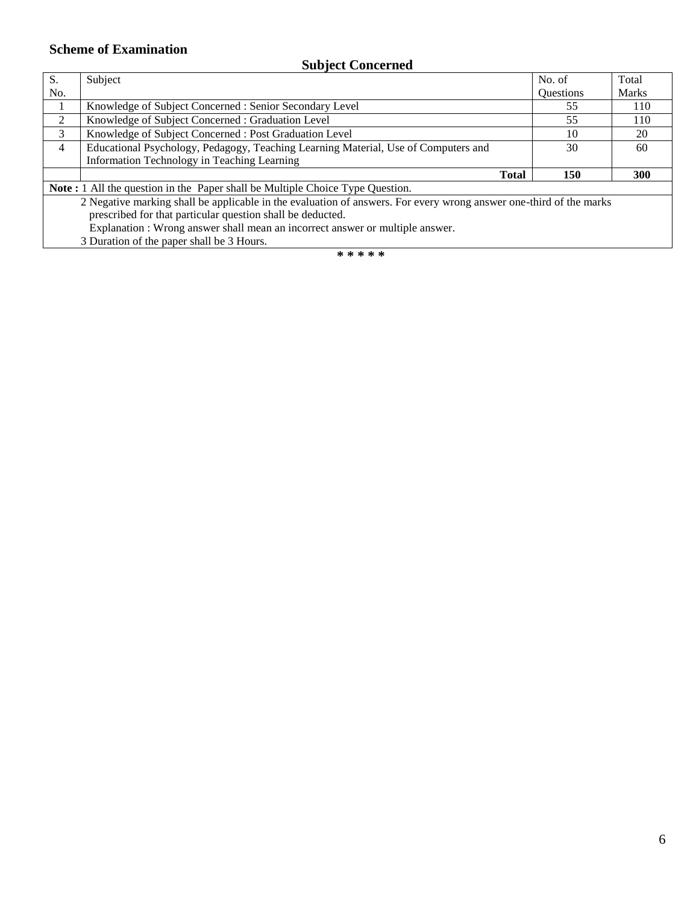## Scheme of Examination

### Subject Concerned

| S. No. | Subject | No. of Questions | Total Marks |
|---|---|---|---|
| 1 | Knowledge of Subject Concerned : Senior Secondary Level | 55 | 110 |
| 2 | Knowledge of Subject Concerned : Graduation Level | 55 | 110 |
| 3 | Knowledge of Subject Concerned : Post Graduation Level | 10 | 20 |
| 4 | Educational Psychology, Pedagogy, Teaching Learning Material, Use of Computers and Information Technology in Teaching Learning | 30 | 60 |
| | **Total** | **150** | **300** |

**Note :** 1 All the question in the Paper shall be Multiple Choice Type Question.

2 Negative marking shall be applicable in the evaluation of answers. For every wrong answer one-third of the marks prescribed for that particular question shall be deducted.

Explanation : Wrong answer shall mean an incorrect answer or multiple answer.

3 Duration of the paper shall be 3 Hours.

\* \* \* \* \*